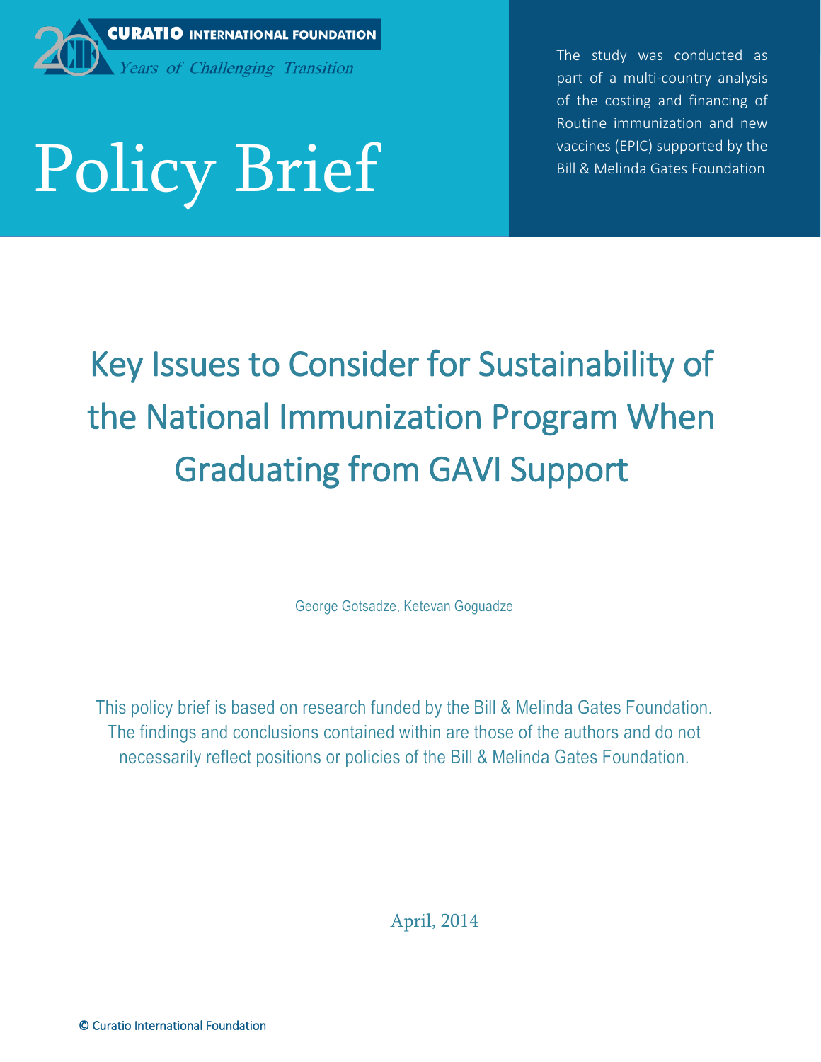CURATIO INTERNATIONAL FOUNDATION

*Years of Challenging Transition*

# Policy Brief

The study was conducted as part of a multi-country analysis of the costing and financing of Routine immunization and new vaccines (EPIC) supported by the Bill & Melinda Gates Foundation

## Key Issues to Consider for Sustainability of the National Immunization Program When Graduating from GAVI Support

George Gotsadze, Ketevan Goguadze

This policy brief is based on research funded by the Bill & Melinda Gates Foundation. The findings and conclusions contained within are those of the authors and do not necessarily reflect positions or policies of the Bill & Melinda Gates Foundation.

April, 2014

© Curatio International Foundation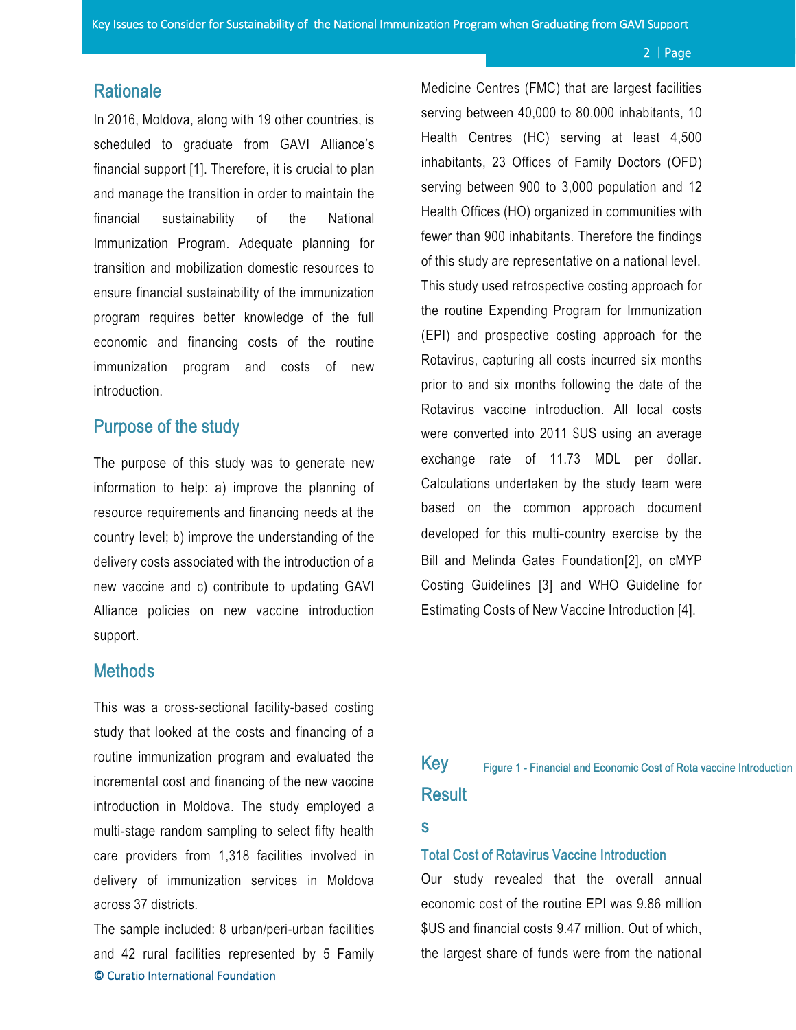## Rationale

In 2016, Moldova, along with 19 other countries, is scheduled to graduate from GAVI Alliance's financial support [1]. Therefore, it is crucial to plan and manage the transition in order to maintain the financial sustainability of the National Immunization Program. Adequate planning for transition and mobilization domestic resources to ensure financial sustainability of the immunization program requires better knowledge of the full economic and financing costs of the routine immunization program and costs of new introduction.

## Purpose of the study

The purpose of this study was to generate new information to help: a) improve the planning of resource requirements and financing needs at the country level; b) improve the understanding of the delivery costs associated with the introduction of a new vaccine and c) contribute to updating GAVI Alliance policies on new vaccine introduction support.

## Methods

This was a cross-sectional facility-based costing study that looked at the costs and financing of a routine immunization program and evaluated the incremental cost and financing of the new vaccine introduction in Moldova. The study employed a multi-stage random sampling to select fifty health care providers from 1,318 facilities involved in delivery of immunization services in Moldova across 37 districts.

The sample included: 8 urban/peri-urban facilities and 42 rural facilities represented by 5 Family Medicine Centres (FMC) that are largest facilities serving between 40,000 to 80,000 inhabitants, 10 Health Centres (HC) serving at least 4,500 inhabitants, 23 Offices of Family Doctors (OFD) serving between 900 to 3,000 population and 12 Health Offices (HO) organized in communities with fewer than 900 inhabitants. Therefore the findings of this study are representative on a national level. This study used retrospective costing approach for the routine Expending Program for Immunization (EPI) and prospective costing approach for the Rotavirus, capturing all costs incurred six months prior to and six months following the date of the Rotavirus vaccine introduction. All local costs were converted into 2011 $US using an average exchange rate of 11.73 MDL per dollar. Calculations undertaken by the study team were based on the common approach document developed for this multi-country exercise by the Bill and Melinda Gates Foundation[2], on cMYP Costing Guidelines [3] and WHO Guideline for Estimating Costs of New Vaccine Introduction [4].

## Key Results

Figure 1 - Financial and Economic Cost of Rota vaccine Introduction

### Total Cost of Rotavirus Vaccine Introduction

Our study revealed that the overall annual economic cost of the routine EPI was 9.86 million $US and financial costs 9.47 million. Out of which, the largest share of funds were from the national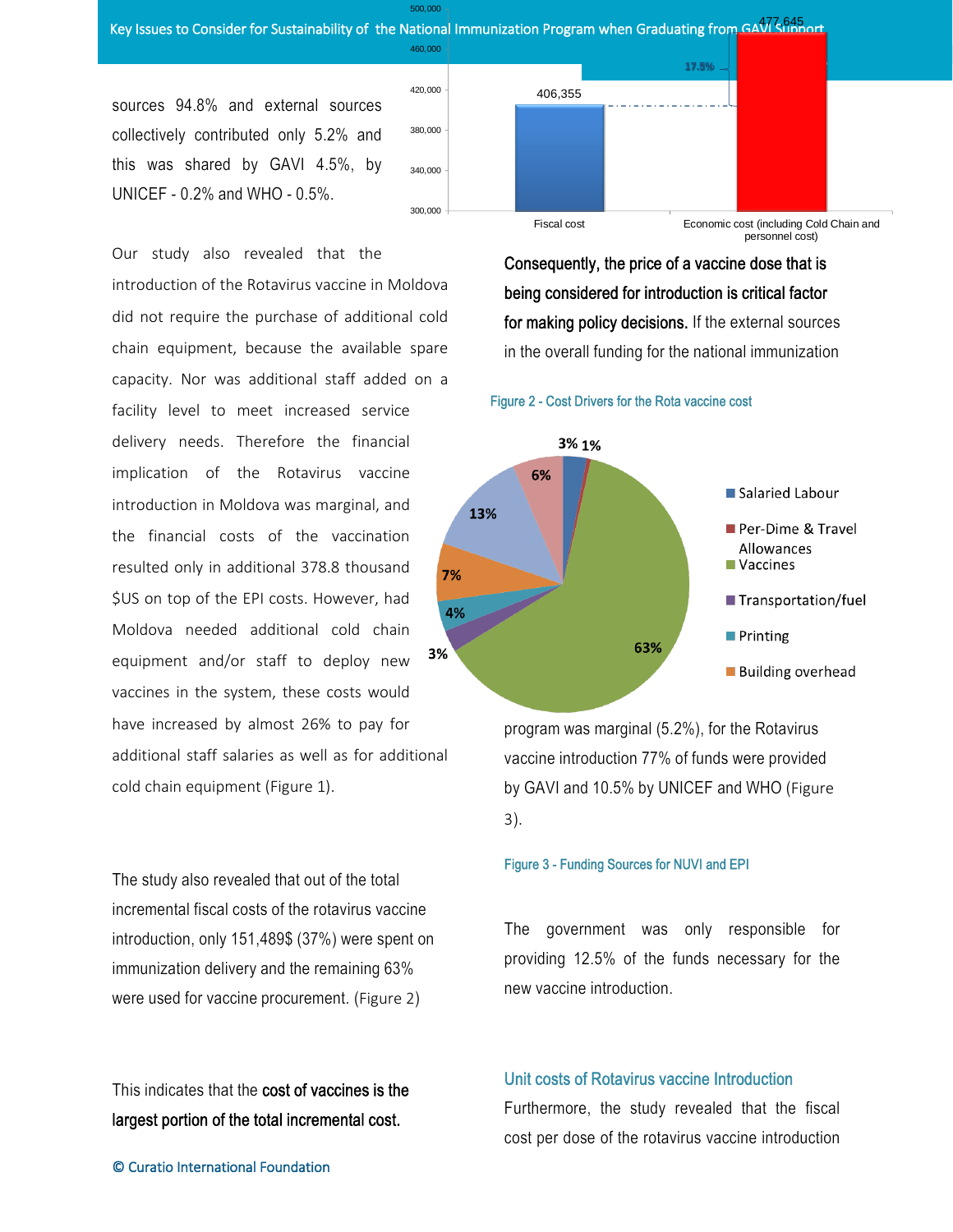sources 94.8% and external sources collectively contributed only 5.2% and this was shared by GAVI 4.5%, by UNICEF - 0.2% and WHO - 0.5%.

Our study also revealed that the introduction of the Rotavirus vaccine in Moldova did not require the purchase of additional cold chain equipment, because the available spare capacity. Nor was additional staff added on a facility level to meet increased service delivery needs. Therefore the financial implication of the Rotavirus vaccine introduction in Moldova was marginal, and the financial costs of the vaccination resulted only in additional 378.8 thousand $US on top of the EPI costs. However, had Moldova needed additional cold chain equipment and/or staff to deploy new vaccines in the system, these costs would have increased by almost 26% to pay for additional staff salaries as well as for additional cold chain equipment (Figure 1).

The study also revealed that out of the total incremental fiscal costs of the rotavirus vaccine introduction, only 151,489$ (37%) were spent on immunization delivery and the remaining 63% were used for vaccine procurement. (Figure 2)

This indicates that the **cost of vaccines is the largest portion of the total incremental cost.**

**Consequently, the price of a vaccine dose that is being considered for introduction is critical factor for making policy decisions.** If the external sources in the overall funding for the national immunization program was marginal (5.2%), for the Rotavirus vaccine introduction 77% of funds were provided by GAVI and 10.5% by UNICEF and WHO (Figure 3).

Figure 2 - Cost Drivers for the Rota vaccine cost

Figure 3 - Funding Sources for NUVI and EPI

The government was only responsible for providing 12.5% of the funds necessary for the new vaccine introduction.

## Unit costs of Rotavirus vaccine Introduction

Furthermore, the study revealed that the fiscal cost per dose of the rotavirus vaccine introduction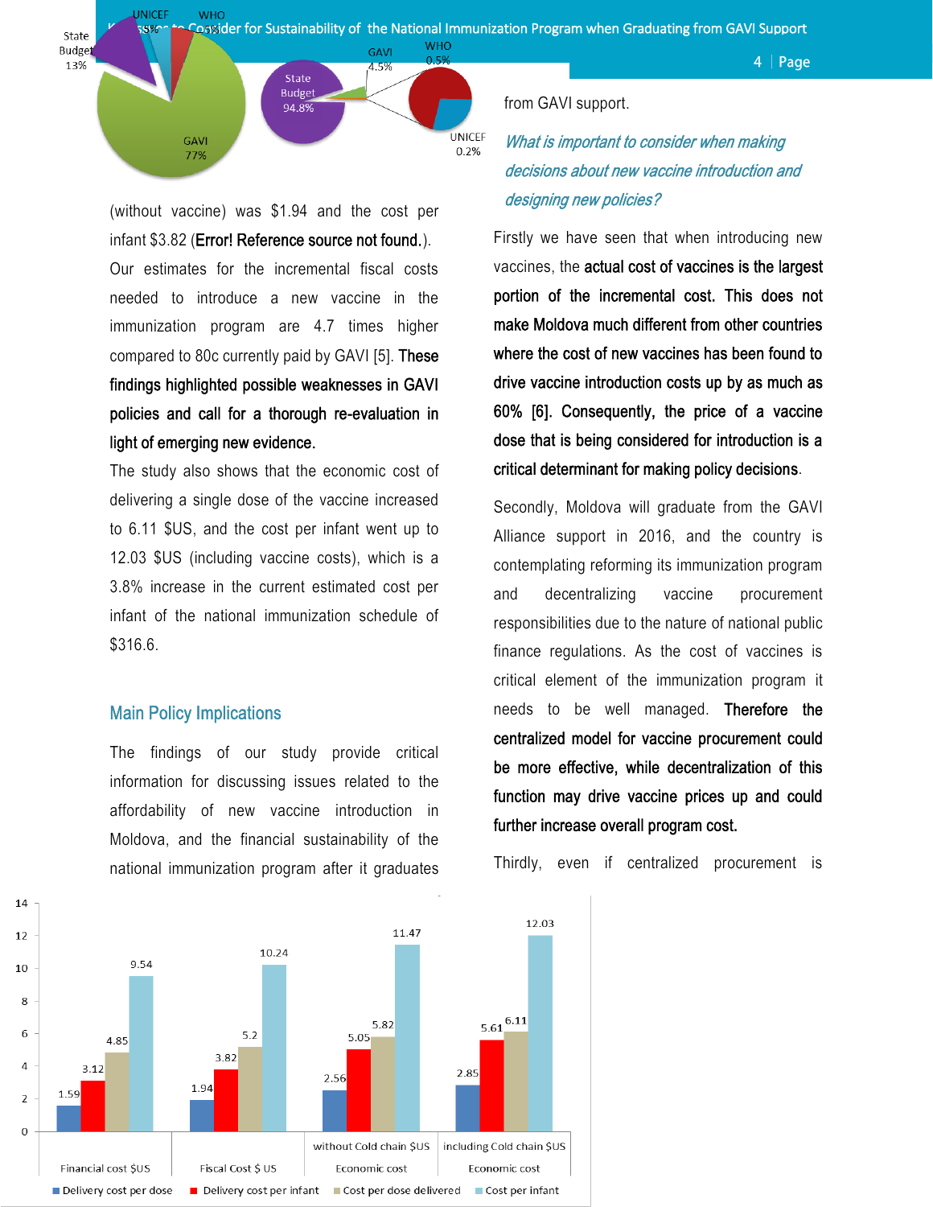(without vaccine) was $1.94 and the cost per infant $3.82 (**Error! Reference source not found.**). Our estimates for the incremental fiscal costs needed to introduce a new vaccine in the immunization program are 4.7 times higher compared to 80c currently paid by GAVI [5]. **These findings highlighted possible weaknesses in GAVI policies and call for a thorough re-evaluation in light of emerging new evidence.**

The study also shows that the economic cost of delivering a single dose of the vaccine increased to 6.11 $US, and the cost per infant went up to 12.03 $US (including vaccine costs), which is a 3.8% increase in the current estimated cost per infant of the national immunization schedule of $316.6.

## Main Policy Implications

The findings of our study provide critical information for discussing issues related to the affordability of new vaccine introduction in Moldova, and the financial sustainability of the national immunization program after it graduates from GAVI support.

### *What is important to consider when making decisions about new vaccine introduction and designing new policies?*

Firstly we have seen that when introducing new vaccines, the **actual cost of vaccines is the largest portion of the incremental cost. This does not make Moldova much different from other countries where the cost of new vaccines has been found to drive vaccine introduction costs up by as much as 60% [6]. Consequently, the price of a vaccine dose that is being considered for introduction is a critical determinant for making policy decisions**.

Secondly, Moldova will graduate from the GAVI Alliance support in 2016, and the country is contemplating reforming its immunization program and decentralizing vaccine procurement responsibilities due to the nature of national public finance regulations. As the cost of vaccines is critical element of the immunization program it needs to be well managed. **Therefore the centralized model for vaccine procurement could be more effective, while decentralization of this function may drive vaccine prices up and could further increase overall program cost.**

Thirdly, even if centralized procurement is

| | Financial cost $US | Fiscal Cost $ US | Economic cost – without Cold chain $US | Economic cost – including Cold chain $US |
|---|---|---|---|---|
| Delivery cost per dose | 1.59 | 1.94 | 2.56 | 2.85 |
| Delivery cost per infant | 3.12 | 3.82 | 5.05 | 5.61 |
| Cost per dose delivered | 4.85 | 5.2 | 5.82 | 6.11 |
| Cost per infant | 9.54 | 10.24 | 11.47 | 12.03 |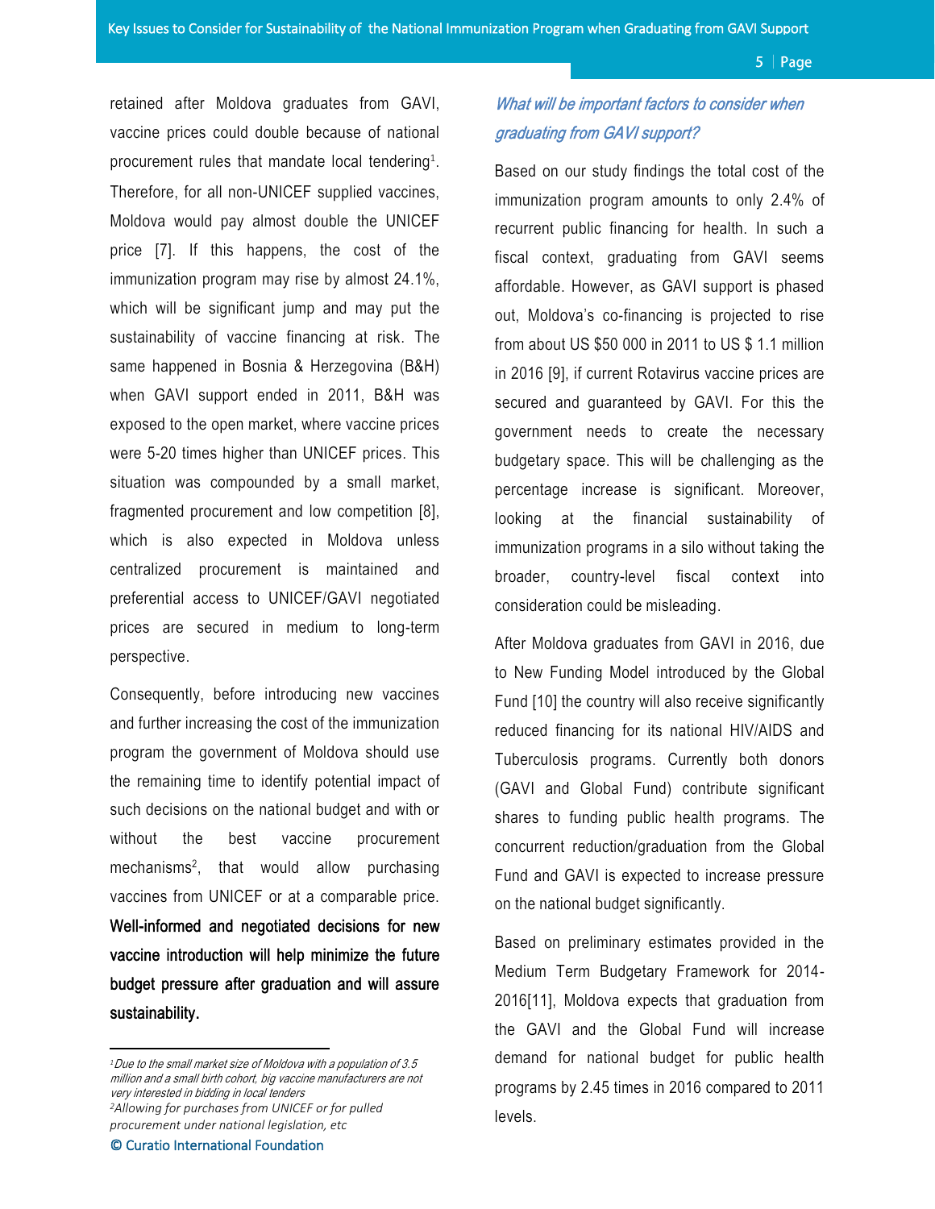retained after Moldova graduates from GAVI, vaccine prices could double because of national procurement rules that mandate local tendering[1]. Therefore, for all non-UNICEF supplied vaccines, Moldova would pay almost double the UNICEF price [7]. If this happens, the cost of the immunization program may rise by almost 24.1%, which will be significant jump and may put the sustainability of vaccine financing at risk. The same happened in Bosnia & Herzegovina (B&H) when GAVI support ended in 2011, B&H was exposed to the open market, where vaccine prices were 5-20 times higher than UNICEF prices. This situation was compounded by a small market, fragmented procurement and low competition [8], which is also expected in Moldova unless centralized procurement is maintained and preferential access to UNICEF/GAVI negotiated prices are secured in medium to long-term perspective.

Consequently, before introducing new vaccines and further increasing the cost of the immunization program the government of Moldova should use the remaining time to identify potential impact of such decisions on the national budget and with or without the best vaccine procurement mechanisms[2], that would allow purchasing vaccines from UNICEF or at a comparable price. **Well-informed and negotiated decisions for new vaccine introduction will help minimize the future budget pressure after graduation and will assure sustainability.**

### *What will be important factors to consider when graduating from GAVI support?*

Based on our study findings the total cost of the immunization program amounts to only 2.4% of recurrent public financing for health. In such a fiscal context, graduating from GAVI seems affordable. However, as GAVI support is phased out, Moldova's co-financing is projected to rise from about US $50 000 in 2011 to US $ 1.1 million in 2016 [9], if current Rotavirus vaccine prices are secured and guaranteed by GAVI. For this the government needs to create the necessary budgetary space. This will be challenging as the percentage increase is significant. Moreover, looking at the financial sustainability of immunization programs in a silo without taking the broader, country-level fiscal context into consideration could be misleading.

After Moldova graduates from GAVI in 2016, due to New Funding Model introduced by the Global Fund [10] the country will also receive significantly reduced financing for its national HIV/AIDS and Tuberculosis programs. Currently both donors (GAVI and Global Fund) contribute significant shares to funding public health programs. The concurrent reduction/graduation from the Global Fund and GAVI is expected to increase pressure on the national budget significantly.

Based on preliminary estimates provided in the Medium Term Budgetary Framework for 2014-2016[11], Moldova expects that graduation from the GAVI and the Global Fund will increase demand for national budget for public health programs by 2.45 times in 2016 compared to 2011 levels.

---

[1] *Due to the small market size of Moldova with a population of 3.5 million and a small birth cohort, big vaccine manufacturers are not very interested in bidding in local tenders*

[2] *Allowing for purchases from UNICEF or for pulled procurement under national legislation, etc*

© Curatio International Foundation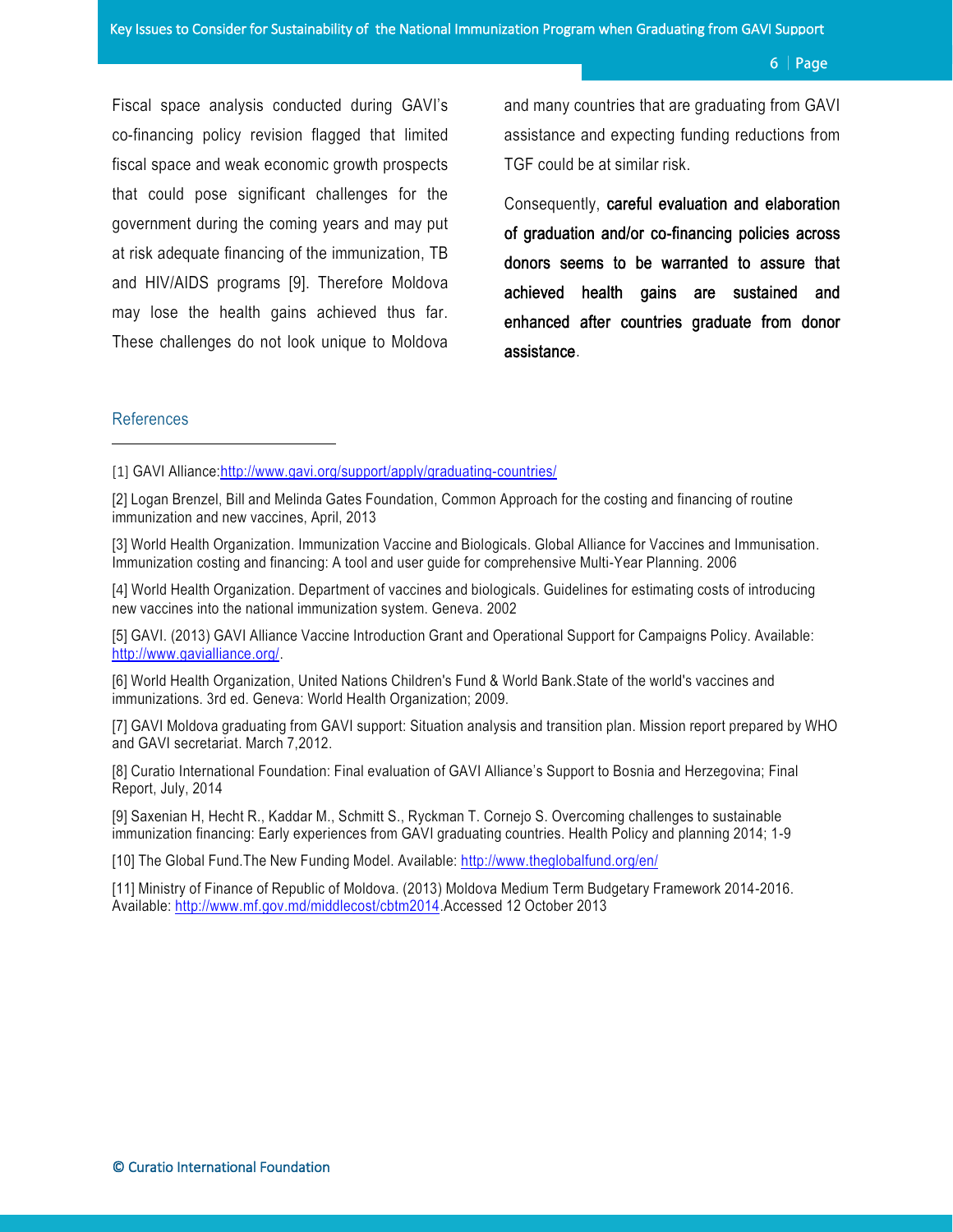Fiscal space analysis conducted during GAVI's co-financing policy revision flagged that limited fiscal space and weak economic growth prospects that could pose significant challenges for the government during the coming years and may put at risk adequate financing of the immunization, TB and HIV/AIDS programs [9]. Therefore Moldova may lose the health gains achieved thus far. These challenges do not look unique to Moldova and many countries that are graduating from GAVI assistance and expecting funding reductions from TGF could be at similar risk.

Consequently, **careful evaluation and elaboration of graduation and/or co-financing policies across donors seems to be warranted to assure that achieved health gains are sustained and enhanced after countries graduate from donor assistance**.

## References

[1] GAVI Alliance:http://www.gavi.org/support/apply/graduating-countries/

[2] Logan Brenzel, Bill and Melinda Gates Foundation, Common Approach for the costing and financing of routine immunization and new vaccines, April, 2013

[3] World Health Organization. Immunization Vaccine and Biologicals. Global Alliance for Vaccines and Immunisation. Immunization costing and financing: A tool and user guide for comprehensive Multi-Year Planning. 2006

[4] World Health Organization. Department of vaccines and biologicals. Guidelines for estimating costs of introducing new vaccines into the national immunization system. Geneva. 2002

[5] GAVI. (2013) GAVI Alliance Vaccine Introduction Grant and Operational Support for Campaigns Policy. Available: http://www.gavialliance.org/.

[6] World Health Organization, United Nations Children's Fund & World Bank.State of the world's vaccines and immunizations. 3rd ed. Geneva: World Health Organization; 2009.

[7] GAVI Moldova graduating from GAVI support: Situation analysis and transition plan. Mission report prepared by WHO and GAVI secretariat. March 7,2012.

[8] Curatio International Foundation: Final evaluation of GAVI Alliance's Support to Bosnia and Herzegovina; Final Report, July, 2014

[9] Saxenian H, Hecht R., Kaddar M., Schmitt S., Ryckman T. Cornejo S. Overcoming challenges to sustainable immunization financing: Early experiences from GAVI graduating countries. Health Policy and planning 2014; 1-9

[10] The Global Fund.The New Funding Model. Available: http://www.theglobalfund.org/en/

[11] Ministry of Finance of Republic of Moldova. (2013) Moldova Medium Term Budgetary Framework 2014-2016. Available: http://www.mf.gov.md/middlecost/cbtm2014.Accessed 12 October 2013

© Curatio International Foundation